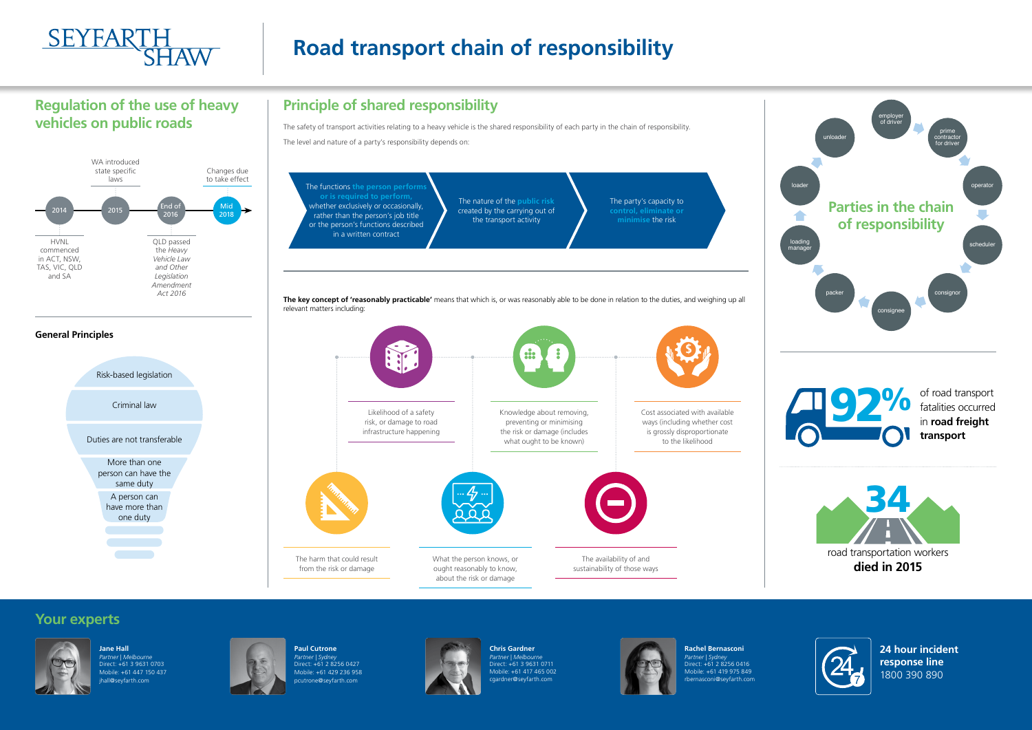# Road transport chain of responsibility

## Regulation of the use of heavy vehicles on public roads

- **2014** – HVNL commenced in ACT, NSW, TAS, VIC, QLD and SA
- **2015** – WA introduced state specific laws
- **End of 2016** – QLD passed the *Heavy Vehicle Law and Other Legislation Amendment Act 2016*
- **Mid 2018** – Changes due to take effect

### General Principles

- Risk-based legislation
- Criminal law
- Duties are not transferable
- More than one person can have the same duty
- A person can have more than one duty

## Principle of shared responsibility

The safety of transport activities relating to a heavy vehicle is the shared responsibility of each party in the chain of responsibility.

The level and nature of a party's responsibility depends on:

1. The functions **the person performs or is required to perform,** whether exclusively or occasionally, rather than the person's job title or the person's functions described in a written contract
2. The nature of the **public risk** created by the carrying out of the transport activity
3. The party's capacity to **control, eliminate or minimise** the risk

**The key concept of 'reasonably practicable'** means that which is, or was reasonably able to be done in relation to the duties, and weighing up all relevant matters including:

- Likelihood of a safety risk, or damage to road infrastructure happening
- Knowledge about removing, preventing or minimising the risk or damage (includes what ought to be known)
- Cost associated with available ways (including whether cost is grossly disproportionate to the likelihood
- The harm that could result from the risk or damage
- What the person knows, or ought reasonably to know, about the risk or damage
- The availability of and sustainability of those ways

## Parties in the chain of responsibility

- employer of driver
- prime contractor for driver
- operator
- scheduler
- consignor
- consignee
- packer
- loading manager
- loader
- unloader

**92%** of road transport fatalities occurred in **road freight transport**

**34** road transportation workers **died in 2015**

## Your experts

**Jane Hall**
*Partner | Melbourne*
Direct: +61 3 9631 0703
Mobile: +61 447 150 437
jhall@seyfarth.com

**Paul Cutrone**
*Partner | Sydney*
Direct: +61 2 8256 0427
Mobile: +61 429 236 958
pcutrone@seyfarth.com

**Chris Gardner**
*Partner | Melbourne*
Direct: +61 3 9631 0711
Mobile: +61 417 465 002
cgardner@seyfarth.com

**Rachel Bernasconi**
*Partner | Sydney*
Direct: +61 2 8256 0416
Mobile: +61 419 975 849
rbernasconi@seyfarth.com

**24 hour incident response line**
1800 390 890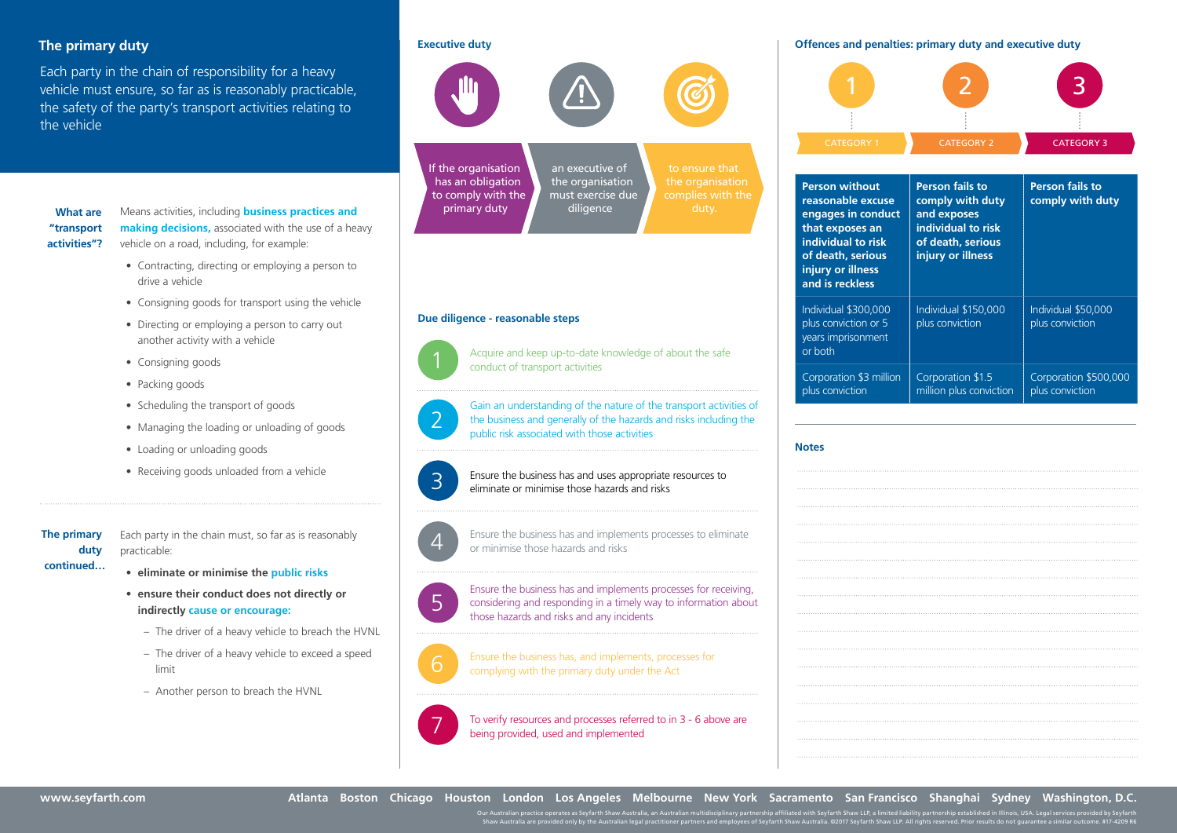## The primary duty

Each party in the chain of responsibility for a heavy vehicle must ensure, so far as is reasonably practicable, the safety of the party's transport activities relating to the vehicle

**What are "transport activities"?**

Means activities, including **business practices and making decisions,** associated with the use of a heavy vehicle on a road, including, for example:

- Contracting, directing or employing a person to drive a vehicle
- Consigning goods for transport using the vehicle
- Directing or employing a person to carry out another activity with a vehicle
- Consigning goods
- Packing goods
- Scheduling the transport of goods
- Managing the loading or unloading of goods
- Loading or unloading goods
- Receiving goods unloaded from a vehicle

**The primary duty continued…**

Each party in the chain must, so far as is reasonably practicable:

- **eliminate or minimise the public risks**
- **ensure their conduct does not directly or indirectly cause or encourage:**
  - The driver of a heavy vehicle to breach the HVNL
  - The driver of a heavy vehicle to exceed a speed limit
  - Another person to breach the HVNL

## Executive duty

If the organisation has an obligation to comply with the primary duty → an executive of the organisation must exercise due diligence → to ensure that the organisation complies with the duty.

## Due diligence - reasonable steps

1. Acquire and keep up-to-date knowledge of about the safe conduct of transport activities
2. Gain an understanding of the nature of the transport activities of the business and generally of the hazards and risks including the public risk associated with those activities
3. Ensure the business has and uses appropriate resources to eliminate or minimise those hazards and risks
4. Ensure the business has and implements processes to eliminate or minimise those hazards and risks
5. Ensure the business has and implements processes for receiving, considering and responding in a timely way to information about those hazards and risks and any incidents
6. Ensure the business has, and implements, processes for complying with the primary duty under the Act
7. To verify resources and processes referred to in 3 - 6 above are being provided, used and implemented

## Offences and penalties: primary duty and executive duty

| 1 CATEGORY 1 | 2 CATEGORY 2 | 3 CATEGORY 3 |
|---|---|---|
| **Person without reasonable excuse engages in conduct that exposes an individual to risk of death, serious injury or illness and is reckless** | **Person fails to comply with duty and exposes individual to risk of death, serious injury or illness** | **Person fails to comply with duty** |
| Individual $300,000 plus conviction or 5 years imprisonment or both | Individual $150,000 plus conviction | Individual $50,000 plus conviction |
| Corporation $3 million plus conviction | Corporation $1.5 million plus conviction | Corporation $500,000 plus conviction |

## Notes

www.seyfarth.com

Atlanta Boston Chicago Houston London Los Angeles Melbourne New York Sacramento San Francisco Shanghai Sydney Washington, D.C.

Our Australian practice operates as Seyfarth Shaw Australia, an Australian multidisciplinary partnership affiliated with Seyfarth Shaw LLP, a limited liability partnership established in Illinois, USA. Legal services provided by Seyfarth Shaw Australia are provided only by the Australian legal practitioner partners and employees of Seyfarth Shaw Australia. ©2017 Seyfarth Shaw LLP. All rights reserved. Prior results do not guarantee a similar outcome. #17-4209 R6